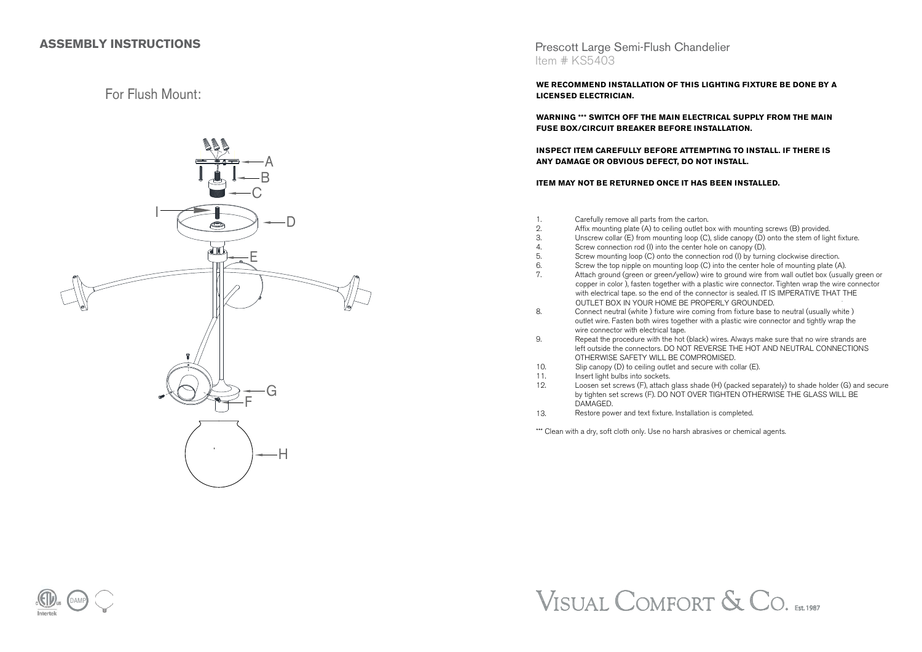## ASSEMBLY INSTRUCTIONS

For Flush Mount:

A
B
C
I
D
E
G
F
H

# Prescott Large Semi-Flush Chandelier

Item # KS5403

**WE RECOMMEND INSTALLATION OF THIS LIGHTING FIXTURE BE DONE BY A LICENSED ELECTRICIAN.**

**WARNING \*\*\* SWITCH OFF THE MAIN ELECTRICAL SUPPLY FROM THE MAIN FUSE BOX/CIRCUIT BREAKER BEFORE INSTALLATION.**

**INSPECT ITEM CAREFULLY BEFORE ATTEMPTING TO INSTALL. IF THERE IS ANY DAMAGE OR OBVIOUS DEFECT, DO NOT INSTALL.**

**ITEM MAY NOT BE RETURNED ONCE IT HAS BEEN INSTALLED.**

1. Carefully remove all parts from the carton.
2. Affix mounting plate (A) to ceiling outlet box with mounting screws (B) provided.
3. Unscrew collar (E) from mounting loop (C), slide canopy (D) onto the stem of light fixture.
4. Screw connection rod (I) into the center hole on canopy (D).
5. Screw mounting loop (C) onto the connection rod (I) by turning clockwise direction.
6. Screw the top nipple on mounting loop (C) into the center hole of mounting plate (A).
7. Attach ground (green or green/yellow) wire to ground wire from wall outlet box (usually green or copper in color ), fasten together with a plastic wire connector. Tighten wrap the wire connector with electrical tape. so the end of the connector is sealed. IT IS IMPERATIVE THAT THE OUTLET BOX IN YOUR HOME BE PROPERLY GROUNDED.
8. Connect neutral (white ) fixture wire coming from fixture base to neutral (usually white ) outlet wire. Fasten both wires together with a plastic wire connector and tightly wrap the wire connector with electrical tape.
9. Repeat the procedure with the hot (black) wires. Always make sure that no wire strands are left outside the connectors. DO NOT REVERSE THE HOT AND NEUTRAL CONNECTIONS OTHERWISE SAFETY WILL BE COMPROMISED.
10. Slip canopy (D) to ceiling outlet and secure with collar (E).
11. Insert light bulbs into sockets.
12. Loosen set screws (F), attach glass shade (H) (packed separately) to shade holder (G) and secure by tighten set screws (F). DO NOT OVER TIGHTEN OTHERWISE THE GLASS WILL BE DAMAGED.
13. Restore power and text fixture. Installation is completed.

\*\*\* Clean with a dry, soft cloth only. Use no harsh abrasives or chemical agents.

DAMP

Intertek

VISUAL COMFORT & CO. Est. 1987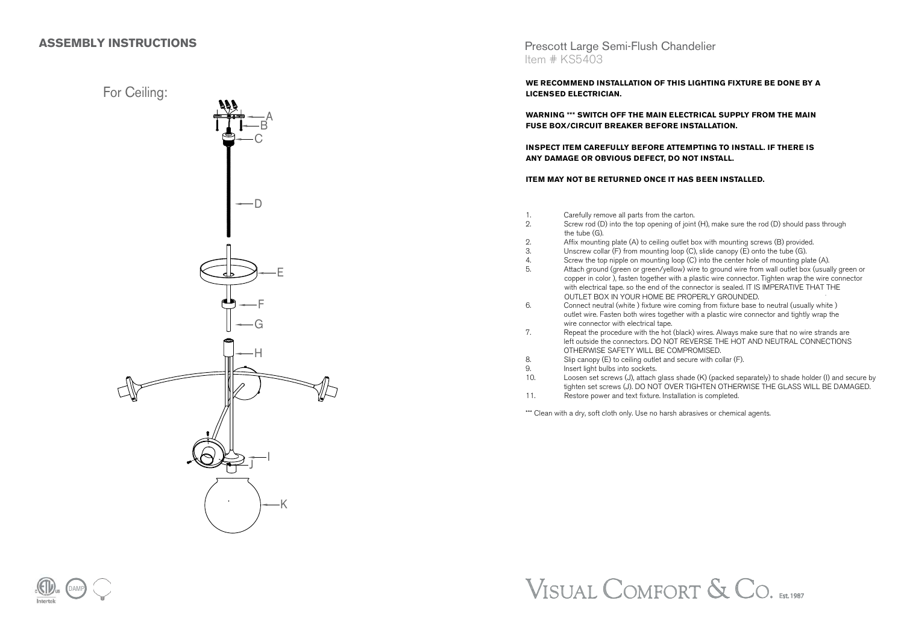## ASSEMBLY INSTRUCTIONS

For Ceiling:

A
B
C
D
E
F
G
H
I
J
K

Prescott Large Semi-Flush Chandelier
Item # KS5403

**WE RECOMMEND INSTALLATION OF THIS LIGHTING FIXTURE BE DONE BY A LICENSED ELECTRICIAN.**

**WARNING *** SWITCH OFF THE MAIN ELECTRICAL SUPPLY FROM THE MAIN FUSE BOX/CIRCUIT BREAKER BEFORE INSTALLATION.**

**INSPECT ITEM CAREFULLY BEFORE ATTEMPTING TO INSTALL. IF THERE IS ANY DAMAGE OR OBVIOUS DEFECT, DO NOT INSTALL.**

**ITEM MAY NOT BE RETURNED ONCE IT HAS BEEN INSTALLED.**

1. Carefully remove all parts from the carton.
2. Screw rod (D) into the top opening of joint (H), make sure the rod (D) should pass through the tube (G).
2. Affix mounting plate (A) to ceiling outlet box with mounting screws (B) provided.
3. Unscrew collar (F) from mounting loop (C), slide canopy (E) onto the tube (G).
4. Screw the top nipple on mounting loop (C) into the center hole of mounting plate (A).
5. Attach ground (green or green/yellow) wire to ground wire from wall outlet box (usually green or copper in color ), fasten together with a plastic wire connector. Tighten wrap the wire connector with electrical tape. so the end of the connector is sealed. IT IS IMPERATIVE THAT THE OUTLET BOX IN YOUR HOME BE PROPERLY GROUNDED.
6. Connect neutral (white ) fixture wire coming from fixture base to neutral (usually white ) outlet wire. Fasten both wires together with a plastic wire connector and tightly wrap the wire connector with electrical tape.
7. Repeat the procedure with the hot (black) wires. Always make sure that no wire strands are left outside the connectors. DO NOT REVERSE THE HOT AND NEUTRAL CONNECTIONS OTHERWISE SAFETY WILL BE COMPROMISED.
8. Slip canopy (E) to ceiling outlet and secure with collar (F).
9. Insert light bulbs into sockets.
10. Loosen set screws (J), attach glass shade (K) (packed separately) to shade holder (I) and secure by tighten set screws (J). DO NOT OVER TIGHTEN OTHERWISE THE GLASS WILL BE DAMAGED.
11. Restore power and text fixture. Installation is completed.

*** Clean with a dry, soft cloth only. Use no harsh abrasives or chemical agents.

DAMP

Intertek

VISUAL COMFORT & CO. Est. 1987